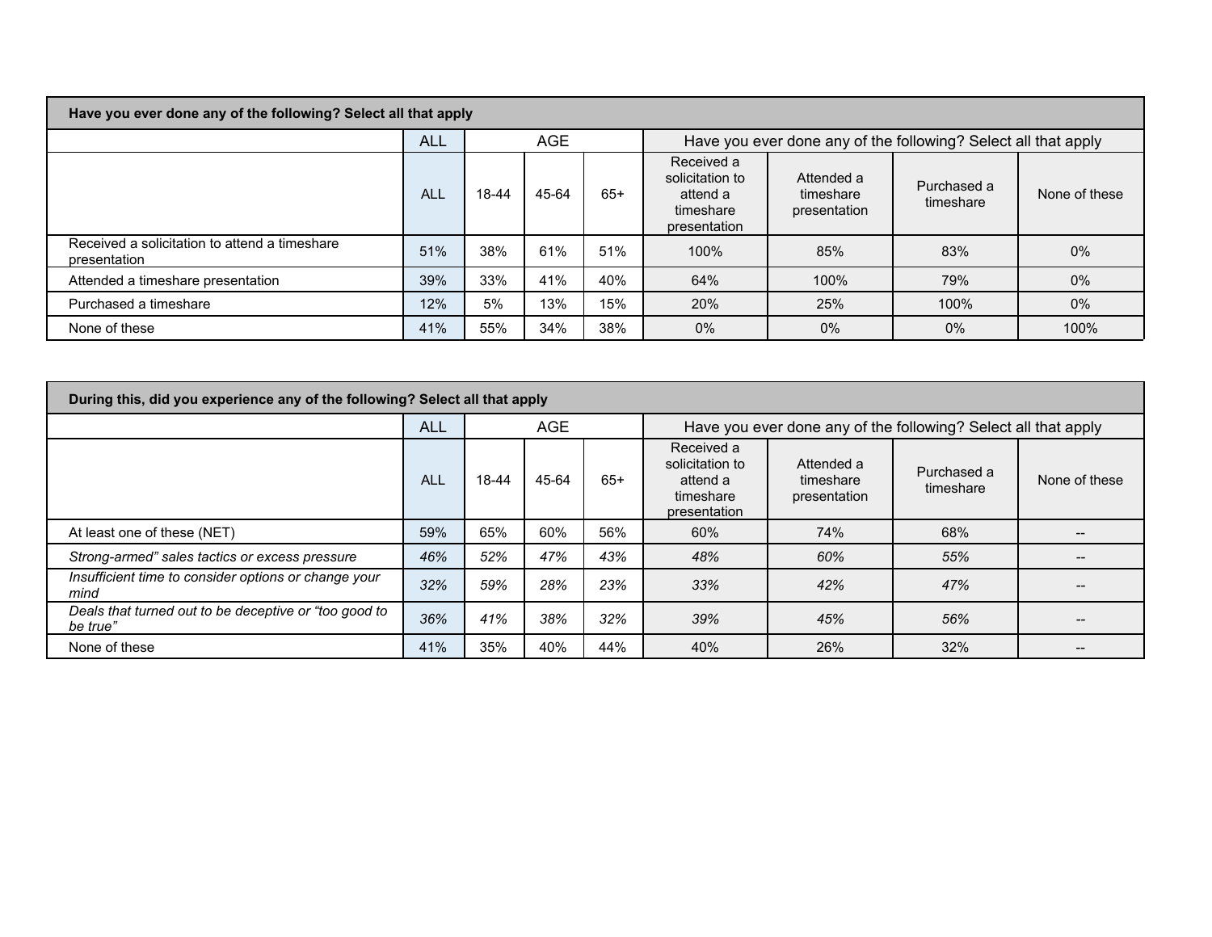**Have you ever done any of the following? Select all that apply**

| | ALL | AGE | | | Have you ever done any of the following? Select all that apply | | | |
|---|---|---|---|---|---|---|---|---|
| | ALL | 18-44 | 45-64 | 65+ | Received a solicitation to attend a timeshare presentation | Attended a timeshare presentation | Purchased a timeshare | None of these |
| Received a solicitation to attend a timeshare presentation | 51% | 38% | 61% | 51% | 100% | 85% | 83% | 0% |
| Attended a timeshare presentation | 39% | 33% | 41% | 40% | 64% | 100% | 79% | 0% |
| Purchased a timeshare | 12% | 5% | 13% | 15% | 20% | 25% | 100% | 0% |
| None of these | 41% | 55% | 34% | 38% | 0% | 0% | 0% | 100% |

**During this, did you experience any of the following? Select all that apply**

| | ALL | AGE | | | Have you ever done any of the following? Select all that apply | | | |
|---|---|---|---|---|---|---|---|---|
| | ALL | 18-44 | 45-64 | 65+ | Received a solicitation to attend a timeshare presentation | Attended a timeshare presentation | Purchased a timeshare | None of these |
| At least one of these (NET) | 59% | 65% | 60% | 56% | 60% | 74% | 68% | -- |
| *Strong-armed" sales tactics or excess pressure* | *46%* | *52%* | *47%* | *43%* | *48%* | *60%* | *55%* | -- |
| *Insufficient time to consider options or change your mind* | *32%* | *59%* | *28%* | *23%* | *33%* | *42%* | *47%* | -- |
| *Deals that turned out to be deceptive or "too good to be true"* | *36%* | *41%* | *38%* | *32%* | *39%* | *45%* | *56%* | -- |
| None of these | 41% | 35% | 40% | 44% | 40% | 26% | 32% | -- |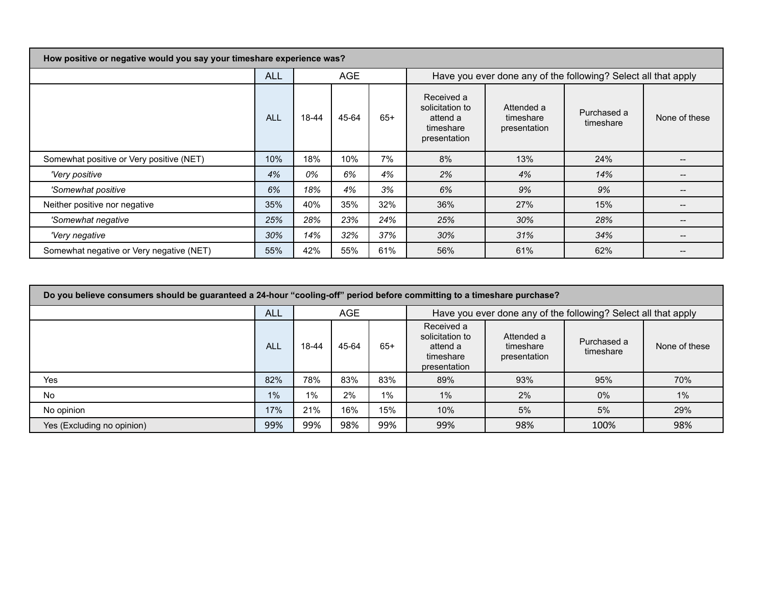| How positive or negative would you say your timeshare experience was? | | | | | | | | |
|---|---|---|---|---|---|---|---|---|
| | ALL | AGE | | | Have you ever done any of the following? Select all that apply | | | |
| | ALL | 18-44 | 45-64 | 65+ | Received a solicitation to attend a timeshare presentation | Attended a timeshare presentation | Purchased a timeshare | None of these |
| Somewhat positive or Very positive (NET) | 10% | 18% | 10% | 7% | 8% | 13% | 24% | -- |
| *'Very positive* | *4%* | *0%* | *6%* | *4%* | *2%* | *4%* | *14%* | -- |
| *'Somewhat positive* | *6%* | *18%* | *4%* | *3%* | *6%* | *9%* | *9%* | -- |
| Neither positive nor negative | 35% | 40% | 35% | 32% | 36% | 27% | 15% | -- |
| *'Somewhat negative* | *25%* | *28%* | *23%* | *24%* | *25%* | *30%* | *28%* | -- |
| *'Very negative* | *30%* | *14%* | *32%* | *37%* | *30%* | *31%* | *34%* | -- |
| Somewhat negative or Very negative (NET) | 55% | 42% | 55% | 61% | 56% | 61% | 62% | -- |

| Do you believe consumers should be guaranteed a 24-hour “cooling-off” period before committing to a timeshare purchase? | | | | | | | | |
|---|---|---|---|---|---|---|---|---|
| | ALL | AGE | | | Have you ever done any of the following? Select all that apply | | | |
| | ALL | 18-44 | 45-64 | 65+ | Received a solicitation to attend a timeshare presentation | Attended a timeshare presentation | Purchased a timeshare | None of these |
| Yes | 82% | 78% | 83% | 83% | 89% | 93% | 95% | 70% |
| No | 1% | 1% | 2% | 1% | 1% | 2% | 0% | 1% |
| No opinion | 17% | 21% | 16% | 15% | 10% | 5% | 5% | 29% |
| Yes (Excluding no opinion) | 99% | 99% | 98% | 99% | 99% | 98% | 100% | 98% |